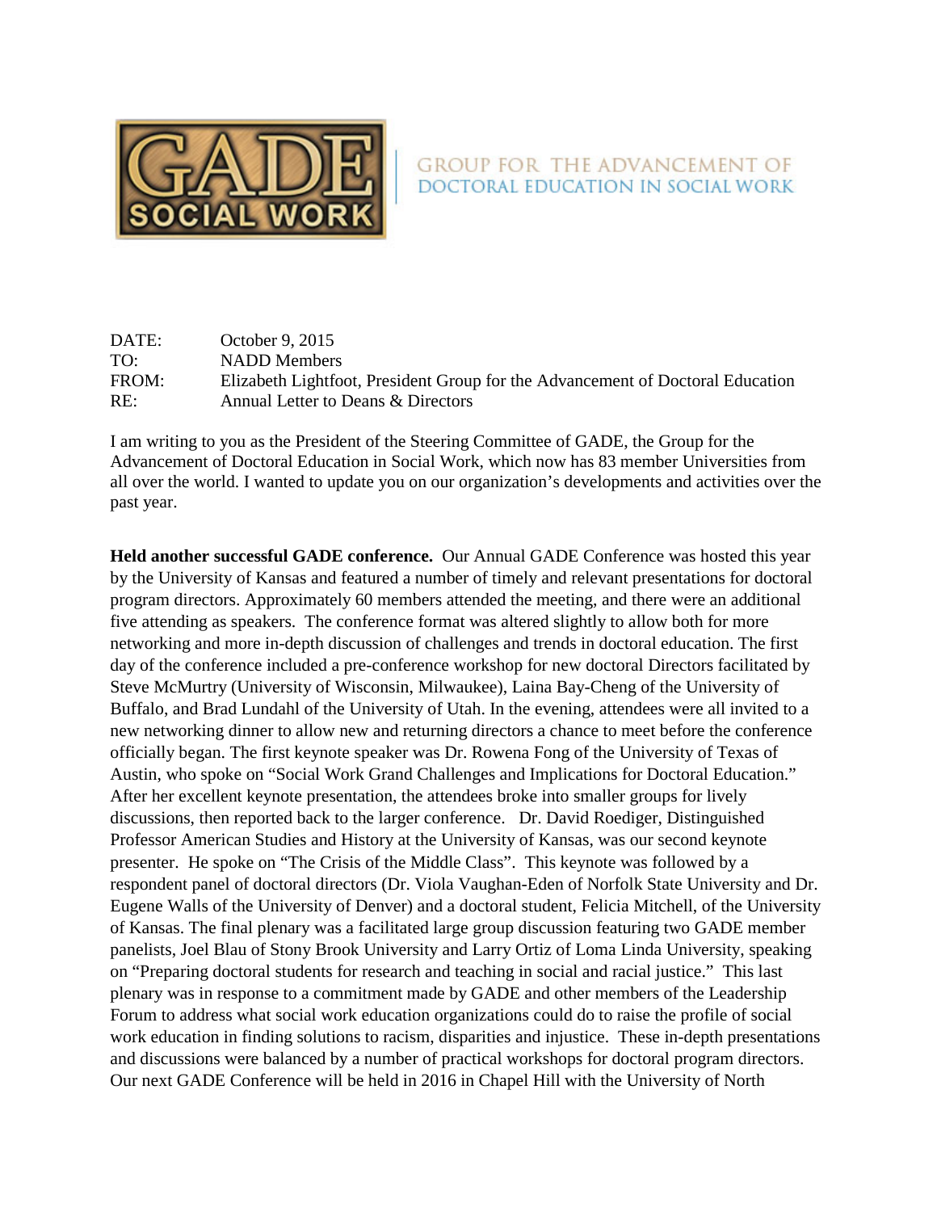GROUP FOR THE ADVANCEMENT OF DOCTORAL EDUCATION IN SOCIAL WORK

DATE: October 9, 2015
TO: NADD Members
FROM: Elizabeth Lightfoot, President Group for the Advancement of Doctoral Education
RE: Annual Letter to Deans & Directors

I am writing to you as the President of the Steering Committee of GADE, the Group for the Advancement of Doctoral Education in Social Work, which now has 83 member Universities from all over the world. I wanted to update you on our organization's developments and activities over the past year.

**Held another successful GADE conference.** Our Annual GADE Conference was hosted this year by the University of Kansas and featured a number of timely and relevant presentations for doctoral program directors. Approximately 60 members attended the meeting, and there were an additional five attending as speakers. The conference format was altered slightly to allow both for more networking and more in-depth discussion of challenges and trends in doctoral education. The first day of the conference included a pre-conference workshop for new doctoral Directors facilitated by Steve McMurtry (University of Wisconsin, Milwaukee), Laina Bay-Cheng of the University of Buffalo, and Brad Lundahl of the University of Utah. In the evening, attendees were all invited to a new networking dinner to allow new and returning directors a chance to meet before the conference officially began. The first keynote speaker was Dr. Rowena Fong of the University of Texas of Austin, who spoke on "Social Work Grand Challenges and Implications for Doctoral Education." After her excellent keynote presentation, the attendees broke into smaller groups for lively discussions, then reported back to the larger conference. Dr. David Roediger, Distinguished Professor American Studies and History at the University of Kansas, was our second keynote presenter. He spoke on "The Crisis of the Middle Class". This keynote was followed by a respondent panel of doctoral directors (Dr. Viola Vaughan-Eden of Norfolk State University and Dr. Eugene Walls of the University of Denver) and a doctoral student, Felicia Mitchell, of the University of Kansas. The final plenary was a facilitated large group discussion featuring two GADE member panelists, Joel Blau of Stony Brook University and Larry Ortiz of Loma Linda University, speaking on "Preparing doctoral students for research and teaching in social and racial justice." This last plenary was in response to a commitment made by GADE and other members of the Leadership Forum to address what social work education organizations could do to raise the profile of social work education in finding solutions to racism, disparities and injustice. These in-depth presentations and discussions were balanced by a number of practical workshops for doctoral program directors. Our next GADE Conference will be held in 2016 in Chapel Hill with the University of North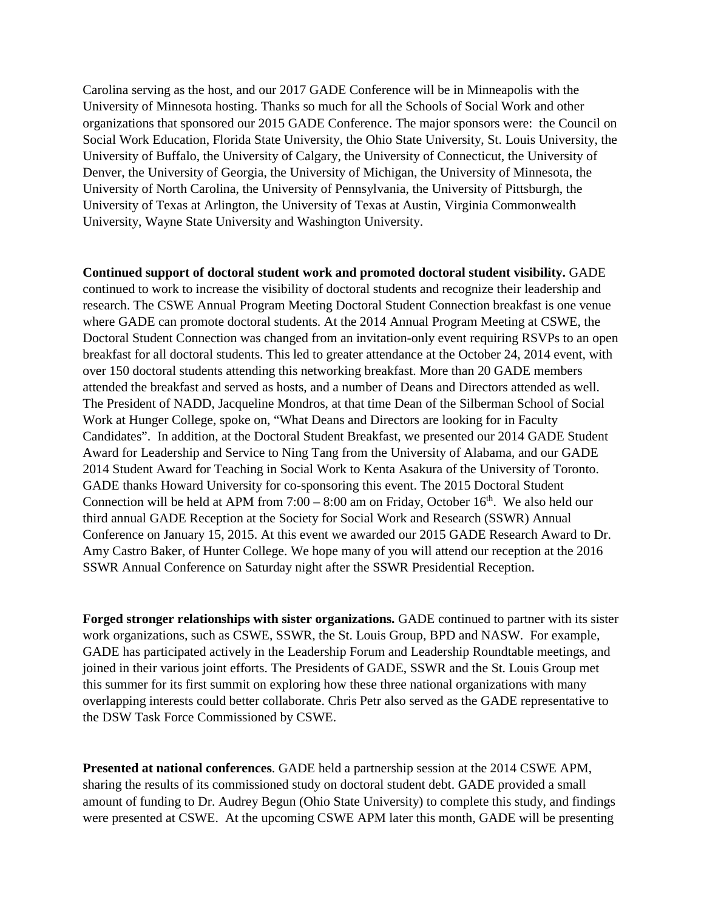Carolina serving as the host, and our 2017 GADE Conference will be in Minneapolis with the University of Minnesota hosting. Thanks so much for all the Schools of Social Work and other organizations that sponsored our 2015 GADE Conference. The major sponsors were: the Council on Social Work Education, Florida State University, the Ohio State University, St. Louis University, the University of Buffalo, the University of Calgary, the University of Connecticut, the University of Denver, the University of Georgia, the University of Michigan, the University of Minnesota, the University of North Carolina, the University of Pennsylvania, the University of Pittsburgh, the University of Texas at Arlington, the University of Texas at Austin, Virginia Commonwealth University, Wayne State University and Washington University.

**Continued support of doctoral student work and promoted doctoral student visibility.** GADE continued to work to increase the visibility of doctoral students and recognize their leadership and research. The CSWE Annual Program Meeting Doctoral Student Connection breakfast is one venue where GADE can promote doctoral students. At the 2014 Annual Program Meeting at CSWE, the Doctoral Student Connection was changed from an invitation-only event requiring RSVPs to an open breakfast for all doctoral students. This led to greater attendance at the October 24, 2014 event, with over 150 doctoral students attending this networking breakfast. More than 20 GADE members attended the breakfast and served as hosts, and a number of Deans and Directors attended as well. The President of NADD, Jacqueline Mondros, at that time Dean of the Silberman School of Social Work at Hunger College, spoke on, "What Deans and Directors are looking for in Faculty Candidates". In addition, at the Doctoral Student Breakfast, we presented our 2014 GADE Student Award for Leadership and Service to Ning Tang from the University of Alabama, and our GADE 2014 Student Award for Teaching in Social Work to Kenta Asakura of the University of Toronto. GADE thanks Howard University for co-sponsoring this event. The 2015 Doctoral Student Connection will be held at APM from 7:00 – 8:00 am on Friday, October 16th. We also held our third annual GADE Reception at the Society for Social Work and Research (SSWR) Annual Conference on January 15, 2015. At this event we awarded our 2015 GADE Research Award to Dr. Amy Castro Baker, of Hunter College. We hope many of you will attend our reception at the 2016 SSWR Annual Conference on Saturday night after the SSWR Presidential Reception.

**Forged stronger relationships with sister organizations.** GADE continued to partner with its sister work organizations, such as CSWE, SSWR, the St. Louis Group, BPD and NASW. For example, GADE has participated actively in the Leadership Forum and Leadership Roundtable meetings, and joined in their various joint efforts. The Presidents of GADE, SSWR and the St. Louis Group met this summer for its first summit on exploring how these three national organizations with many overlapping interests could better collaborate. Chris Petr also served as the GADE representative to the DSW Task Force Commissioned by CSWE.

**Presented at national conferences**. GADE held a partnership session at the 2014 CSWE APM, sharing the results of its commissioned study on doctoral student debt. GADE provided a small amount of funding to Dr. Audrey Begun (Ohio State University) to complete this study, and findings were presented at CSWE. At the upcoming CSWE APM later this month, GADE will be presenting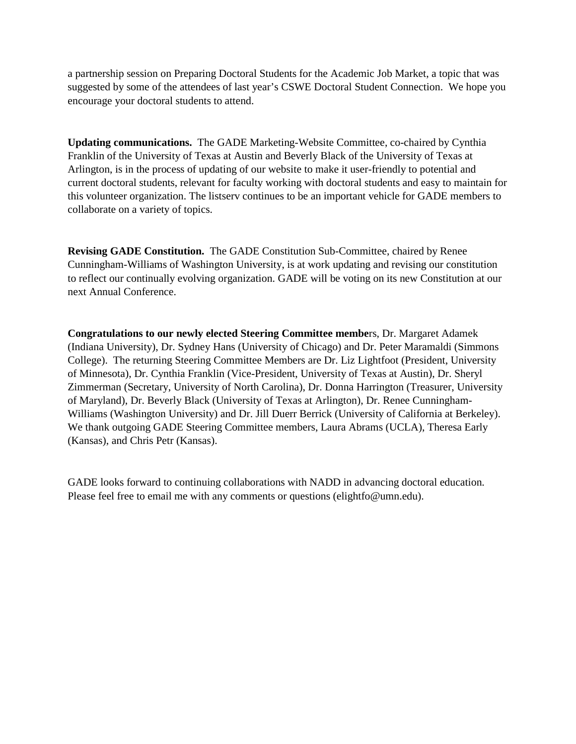a partnership session on Preparing Doctoral Students for the Academic Job Market, a topic that was suggested by some of the attendees of last year's CSWE Doctoral Student Connection. We hope you encourage your doctoral students to attend.

**Updating communications.** The GADE Marketing-Website Committee, co-chaired by Cynthia Franklin of the University of Texas at Austin and Beverly Black of the University of Texas at Arlington, is in the process of updating of our website to make it user-friendly to potential and current doctoral students, relevant for faculty working with doctoral students and easy to maintain for this volunteer organization. The listserv continues to be an important vehicle for GADE members to collaborate on a variety of topics.

**Revising GADE Constitution.** The GADE Constitution Sub-Committee, chaired by Renee Cunningham-Williams of Washington University, is at work updating and revising our constitution to reflect our continually evolving organization. GADE will be voting on its new Constitution at our next Annual Conference.

**Congratulations to our newly elected Steering Committee membe**rs, Dr. Margaret Adamek (Indiana University), Dr. Sydney Hans (University of Chicago) and Dr. Peter Maramaldi (Simmons College). The returning Steering Committee Members are Dr. Liz Lightfoot (President, University of Minnesota), Dr. Cynthia Franklin (Vice-President, University of Texas at Austin), Dr. Sheryl Zimmerman (Secretary, University of North Carolina), Dr. Donna Harrington (Treasurer, University of Maryland), Dr. Beverly Black (University of Texas at Arlington), Dr. Renee Cunningham-Williams (Washington University) and Dr. Jill Duerr Berrick (University of California at Berkeley). We thank outgoing GADE Steering Committee members, Laura Abrams (UCLA), Theresa Early (Kansas), and Chris Petr (Kansas).

GADE looks forward to continuing collaborations with NADD in advancing doctoral education. Please feel free to email me with any comments or questions (elightfo@umn.edu).